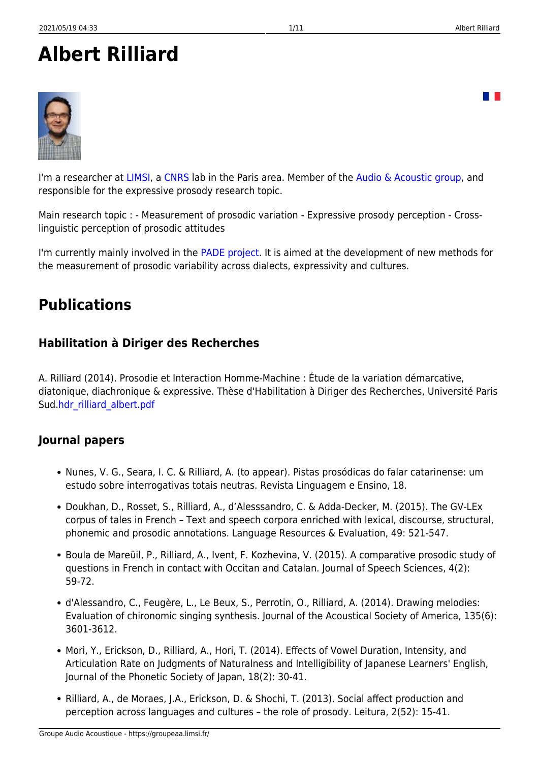# Albert Rilliard

I'm a researcher at LIMSI, a CNRS lab in the Paris area. Member of the Audio & Acoustic group, and responsible for the expressive prosody research topic.

Main research topic : - Measurement of prosodic variation - Expressive prosody perception - Cross-linguistic perception of prosodic attitudes

I'm currently mainly involved in the PADE project. It is aimed at the development of new methods for the measurement of prosodic variability across dialects, expressivity and cultures.

## Publications

### Habilitation à Diriger des Recherches

A. Rilliard (2014). Prosodie et Interaction Homme-Machine : Étude de la variation démarcative, diatonique, diachronique & expressive. Thèse d'Habilitation à Diriger des Recherches, Université Paris Sud.hdr_rilliard_albert.pdf

### Journal papers

- Nunes, V. G., Seara, I. C. & Rilliard, A. (to appear). Pistas prosódicas do falar catarinense: um estudo sobre interrogativas totais neutras. Revista Linguagem e Ensino, 18.
- Doukhan, D., Rosset, S., Rilliard, A., d'Alesssandro, C. & Adda-Decker, M. (2015). The GV-LEx corpus of tales in French – Text and speech corpora enriched with lexical, discourse, structural, phonemic and prosodic annotations. Language Resources & Evaluation, 49: 521-547.
- Boula de Mareüil, P., Rilliard, A., Ivent, F. Kozhevina, V. (2015). A comparative prosodic study of questions in French in contact with Occitan and Catalan. Journal of Speech Sciences, 4(2): 59-72.
- d'Alessandro, C., Feugère, L., Le Beux, S., Perrotin, O., Rilliard, A. (2014). Drawing melodies: Evaluation of chironomic singing synthesis. Journal of the Acoustical Society of America, 135(6): 3601-3612.
- Mori, Y., Erickson, D., Rilliard, A., Hori, T. (2014). Effects of Vowel Duration, Intensity, and Articulation Rate on Judgments of Naturalness and Intelligibility of Japanese Learners' English, Journal of the Phonetic Society of Japan, 18(2): 30-41.
- Rilliard, A., de Moraes, J.A., Erickson, D. & Shochi, T. (2013). Social affect production and perception across languages and cultures – the role of prosody. Leitura, 2(52): 15-41.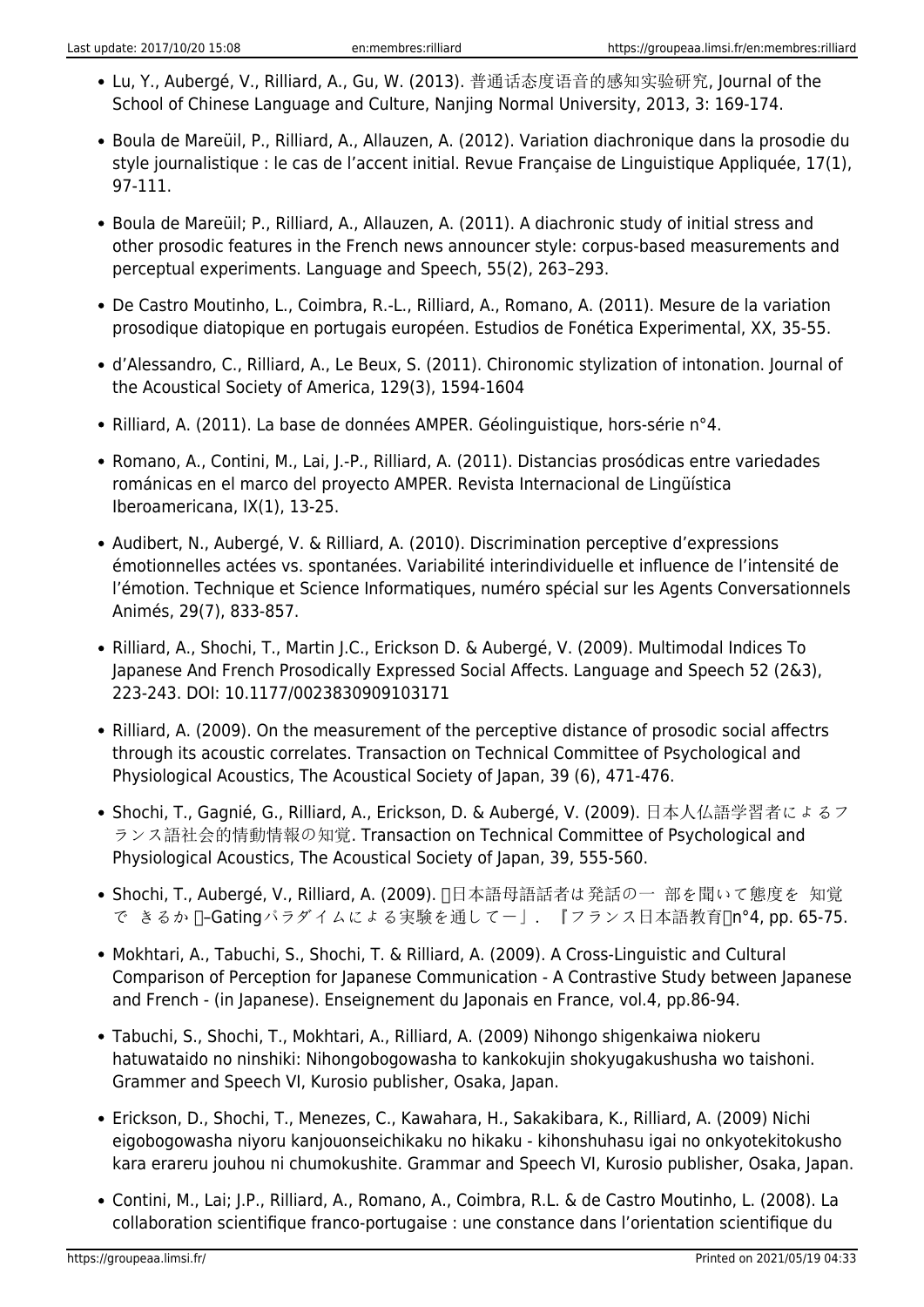- Lu, Y., Aubergé, V., Rilliard, A., Gu, W. (2013). 普通话态度语音的感知实验研究, Journal of the School of Chinese Language and Culture, Nanjing Normal University, 2013, 3: 169-174.
- Boula de Mareüil, P., Rilliard, A., Allauzen, A. (2012). Variation diachronique dans la prosodie du style journalistique : le cas de l'accent initial. Revue Française de Linguistique Appliquée, 17(1), 97-111.
- Boula de Mareüil; P., Rilliard, A., Allauzen, A. (2011). A diachronic study of initial stress and other prosodic features in the French news announcer style: corpus-based measurements and perceptual experiments. Language and Speech, 55(2), 263–293.
- De Castro Moutinho, L., Coimbra, R.-L., Rilliard, A., Romano, A. (2011). Mesure de la variation prosodique diatopique en portugais européen. Estudios de Fonética Experimental, XX, 35-55.
- d'Alessandro, C., Rilliard, A., Le Beux, S. (2011). Chironomic stylization of intonation. Journal of the Acoustical Society of America, 129(3), 1594-1604
- Rilliard, A. (2011). La base de données AMPER. Géolinguistique, hors-série n°4.
- Romano, A., Contini, M., Lai, J.-P., Rilliard, A. (2011). Distancias prosódicas entre variedades románicas en el marco del proyecto AMPER. Revista Internacional de Lingüística Iberoamericana, IX(1), 13-25.
- Audibert, N., Aubergé, V. & Rilliard, A. (2010). Discrimination perceptive d'expressions émotionnelles actées vs. spontanées. Variabilité interindividuelle et influence de l'intensité de l'émotion. Technique et Science Informatiques, numéro spécial sur les Agents Conversationnels Animés, 29(7), 833-857.
- Rilliard, A., Shochi, T., Martin J.C., Erickson D. & Aubergé, V. (2009). Multimodal Indices To Japanese And French Prosodically Expressed Social Affects. Language and Speech 52 (2&3), 223-243. DOI: 10.1177/0023830909103171
- Rilliard, A. (2009). On the measurement of the perceptive distance of prosodic social affectrs through its acoustic correlates. Transaction on Technical Committee of Psychological and Physiological Acoustics, The Acoustical Society of Japan, 39 (6), 471-476.
- Shochi, T., Gagnié, G., Rilliard, A., Erickson, D. & Aubergé, V. (2009). 日本人仏語学習者によるフランス語社会的情動情報の知覚. Transaction on Technical Committee of Psychological and Physiological Acoustics, The Acoustical Society of Japan, 39, 555-560.
- Shochi, T., Aubergé, V., Rilliard, A. (2009). 「日本語母語話者は発話の一 部を聞いて態度を 知覚で きるか 」–Gatingパラダイムによる実験を通して一」. 『フランス日本語教育』n°4, pp. 65-75.
- Mokhtari, A., Tabuchi, S., Shochi, T. & Rilliard, A. (2009). A Cross-Linguistic and Cultural Comparison of Perception for Japanese Communication - A Contrastive Study between Japanese and French - (in Japanese). Enseignement du Japonais en France, vol.4, pp.86-94.
- Tabuchi, S., Shochi, T., Mokhtari, A., Rilliard, A. (2009) Nihongo shigenkaiwa niokeru hatuwataido no ninshiki: Nihongobogowasha to kankokujin shokyugakushusha wo taishoni. Grammer and Speech VI, Kurosio publisher, Osaka, Japan.
- Erickson, D., Shochi, T., Menezes, C., Kawahara, H., Sakakibara, K., Rilliard, A. (2009) Nichi eigobogowasha niyoru kanjouonseichikaku no hikaku - kihonshuhasu igai no onkyotekitokusho kara erareru jouhou ni chumokushite. Grammar and Speech VI, Kurosio publisher, Osaka, Japan.
- Contini, M., Lai; J.P., Rilliard, A., Romano, A., Coimbra, R.L. & de Castro Moutinho, L. (2008). La collaboration scientifique franco-portugaise : une constance dans l'orientation scientifique du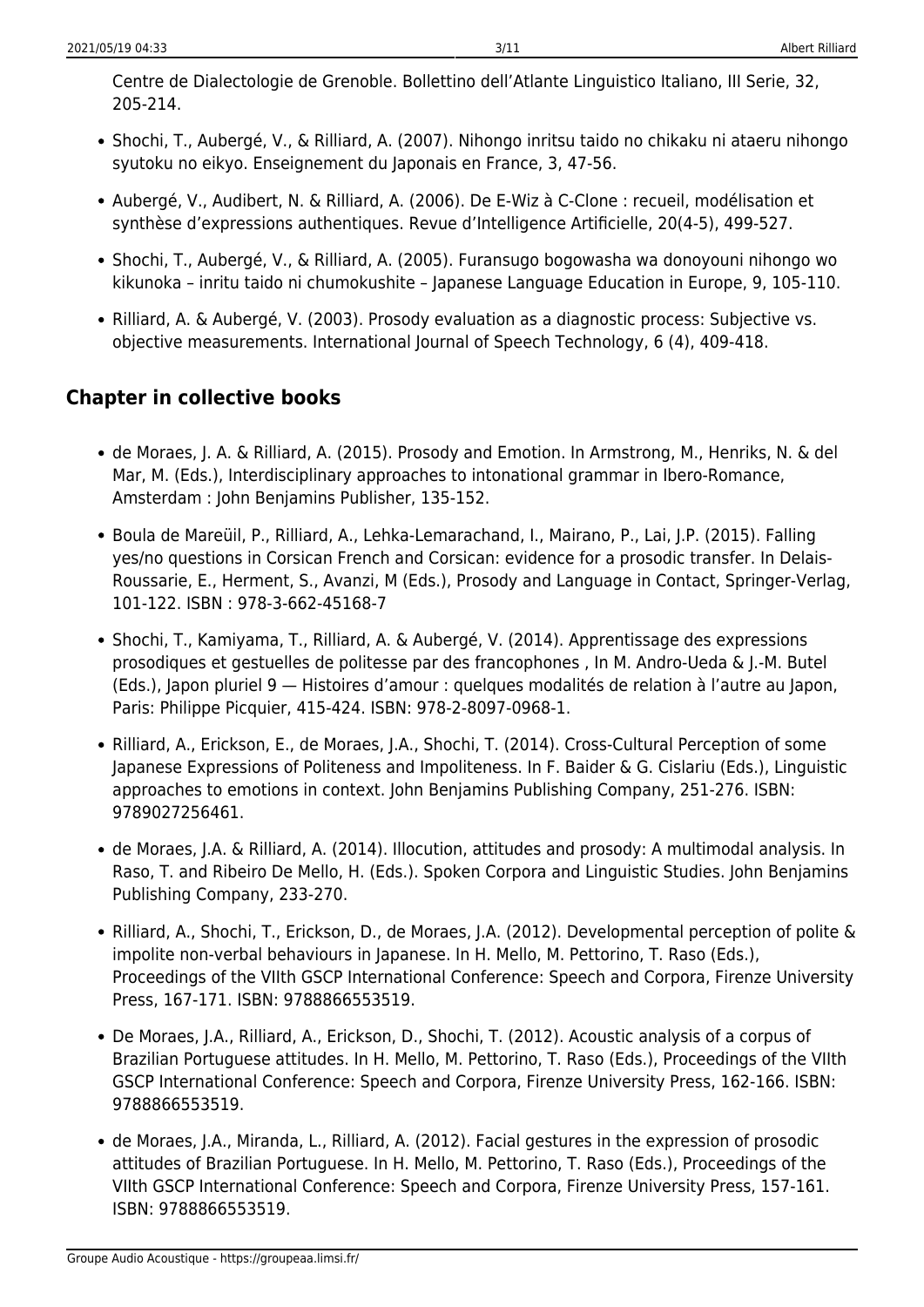Centre de Dialectologie de Grenoble. Bollettino dell'Atlante Linguistico Italiano, III Serie, 32, 205-214.

- Shochi, T., Aubergé, V., & Rilliard, A. (2007). Nihongo inritsu taido no chikaku ni ataeru nihongo syutoku no eikyo. Enseignement du Japonais en France, 3, 47-56.
- Aubergé, V., Audibert, N. & Rilliard, A. (2006). De E-Wiz à C-Clone : recueil, modélisation et synthèse d'expressions authentiques. Revue d'Intelligence Artificielle, 20(4-5), 499-527.
- Shochi, T., Aubergé, V., & Rilliard, A. (2005). Furansugo bogowasha wa donoyouni nihongo wo kikunoka – inritu taido ni chumokushite – Japanese Language Education in Europe, 9, 105-110.
- Rilliard, A. & Aubergé, V. (2003). Prosody evaluation as a diagnostic process: Subjective vs. objective measurements. International Journal of Speech Technology, 6 (4), 409-418.

## Chapter in collective books

- de Moraes, J. A. & Rilliard, A. (2015). Prosody and Emotion. In Armstrong, M., Henriks, N. & del Mar, M. (Eds.), Interdisciplinary approaches to intonational grammar in Ibero-Romance, Amsterdam : John Benjamins Publisher, 135-152.
- Boula de Mareüil, P., Rilliard, A., Lehka-Lemarachand, I., Mairano, P., Lai, J.P. (2015). Falling yes/no questions in Corsican French and Corsican: evidence for a prosodic transfer. In Delais-Roussarie, E., Herment, S., Avanzi, M (Eds.), Prosody and Language in Contact, Springer-Verlag, 101-122. ISBN : 978-3-662-45168-7
- Shochi, T., Kamiyama, T., Rilliard, A. & Aubergé, V. (2014). Apprentissage des expressions prosodiques et gestuelles de politesse par des francophones , In M. Andro-Ueda & J.-M. Butel (Eds.), Japon pluriel 9 — Histoires d'amour : quelques modalités de relation à l'autre au Japon, Paris: Philippe Picquier, 415-424. ISBN: 978-2-8097-0968-1.
- Rilliard, A., Erickson, E., de Moraes, J.A., Shochi, T. (2014). Cross-Cultural Perception of some Japanese Expressions of Politeness and Impoliteness. In F. Baider & G. Cislariu (Eds.), Linguistic approaches to emotions in context. John Benjamins Publishing Company, 251-276. ISBN: 9789027256461.
- de Moraes, J.A. & Rilliard, A. (2014). Illocution, attitudes and prosody: A multimodal analysis. In Raso, T. and Ribeiro De Mello, H. (Eds.). Spoken Corpora and Linguistic Studies. John Benjamins Publishing Company, 233-270.
- Rilliard, A., Shochi, T., Erickson, D., de Moraes, J.A. (2012). Developmental perception of polite & impolite non-verbal behaviours in Japanese. In H. Mello, M. Pettorino, T. Raso (Eds.), Proceedings of the VIIth GSCP International Conference: Speech and Corpora, Firenze University Press, 167-171. ISBN: 9788866553519.
- De Moraes, J.A., Rilliard, A., Erickson, D., Shochi, T. (2012). Acoustic analysis of a corpus of Brazilian Portuguese attitudes. In H. Mello, M. Pettorino, T. Raso (Eds.), Proceedings of the VIIth GSCP International Conference: Speech and Corpora, Firenze University Press, 162-166. ISBN: 9788866553519.
- de Moraes, J.A., Miranda, L., Rilliard, A. (2012). Facial gestures in the expression of prosodic attitudes of Brazilian Portuguese. In H. Mello, M. Pettorino, T. Raso (Eds.), Proceedings of the VIIth GSCP International Conference: Speech and Corpora, Firenze University Press, 157-161. ISBN: 9788866553519.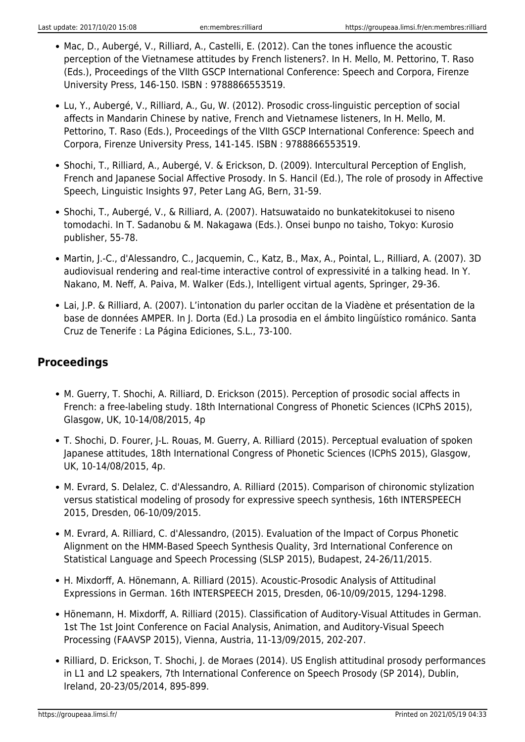- Mac, D., Aubergé, V., Rilliard, A., Castelli, E. (2012). Can the tones influence the acoustic perception of the Vietnamese attitudes by French listeners?. In H. Mello, M. Pettorino, T. Raso (Eds.), Proceedings of the VIIth GSCP International Conference: Speech and Corpora, Firenze University Press, 146-150. ISBN : 9788866553519.

- Lu, Y., Aubergé, V., Rilliard, A., Gu, W. (2012). Prosodic cross-linguistic perception of social affects in Mandarin Chinese by native, French and Vietnamese listeners, In H. Mello, M. Pettorino, T. Raso (Eds.), Proceedings of the VIIth GSCP International Conference: Speech and Corpora, Firenze University Press, 141-145. ISBN : 9788866553519.

- Shochi, T., Rilliard, A., Aubergé, V. & Erickson, D. (2009). Intercultural Perception of English, French and Japanese Social Affective Prosody. In S. Hancil (Ed.), The role of prosody in Affective Speech, Linguistic Insights 97, Peter Lang AG, Bern, 31-59.

- Shochi, T., Aubergé, V., & Rilliard, A. (2007). Hatsuwataido no bunkatekitokusei to niseno tomodachi. In T. Sadanobu & M. Nakagawa (Eds.). Onsei bunpo no taisho, Tokyo: Kurosio publisher, 55-78.

- Martin, J.-C., d'Alessandro, C., Jacquemin, C., Katz, B., Max, A., Pointal, L., Rilliard, A. (2007). 3D audiovisual rendering and real-time interactive control of expressivité in a talking head. In Y. Nakano, M. Neff, A. Paiva, M. Walker (Eds.), Intelligent virtual agents, Springer, 29-36.

- Lai, J.P. & Rilliard, A. (2007). L'intonation du parler occitan de la Viadène et présentation de la base de données AMPER. In J. Dorta (Ed.) La prosodia en el ámbito lingüístico románico. Santa Cruz de Tenerife : La Página Ediciones, S.L., 73-100.

## Proceedings

- M. Guerry, T. Shochi, A. Rilliard, D. Erickson (2015). Perception of prosodic social affects in French: a free-labeling study. 18th International Congress of Phonetic Sciences (ICPhS 2015), Glasgow, UK, 10-14/08/2015, 4p

- T. Shochi, D. Fourer, J-L. Rouas, M. Guerry, A. Rilliard (2015). Perceptual evaluation of spoken Japanese attitudes, 18th International Congress of Phonetic Sciences (ICPhS 2015), Glasgow, UK, 10-14/08/2015, 4p.

- M. Evrard, S. Delalez, C. d'Alessandro, A. Rilliard (2015). Comparison of chironomic stylization versus statistical modeling of prosody for expressive speech synthesis, 16th INTERSPEECH 2015, Dresden, 06-10/09/2015.

- M. Evrard, A. Rilliard, C. d'Alessandro, (2015). Evaluation of the Impact of Corpus Phonetic Alignment on the HMM-Based Speech Synthesis Quality, 3rd International Conference on Statistical Language and Speech Processing (SLSP 2015), Budapest, 24-26/11/2015.

- H. Mixdorff, A. Hönemann, A. Rilliard (2015). Acoustic-Prosodic Analysis of Attitudinal Expressions in German. 16th INTERSPEECH 2015, Dresden, 06-10/09/2015, 1294-1298.

- Hönemann, H. Mixdorff, A. Rilliard (2015). Classification of Auditory-Visual Attitudes in German. 1st The 1st Joint Conference on Facial Analysis, Animation, and Auditory-Visual Speech Processing (FAAVSP 2015), Vienna, Austria, 11-13/09/2015, 202-207.

- Rilliard, D. Erickson, T. Shochi, J. de Moraes (2014). US English attitudinal prosody performances in L1 and L2 speakers, 7th International Conference on Speech Prosody (SP 2014), Dublin, Ireland, 20-23/05/2014, 895-899.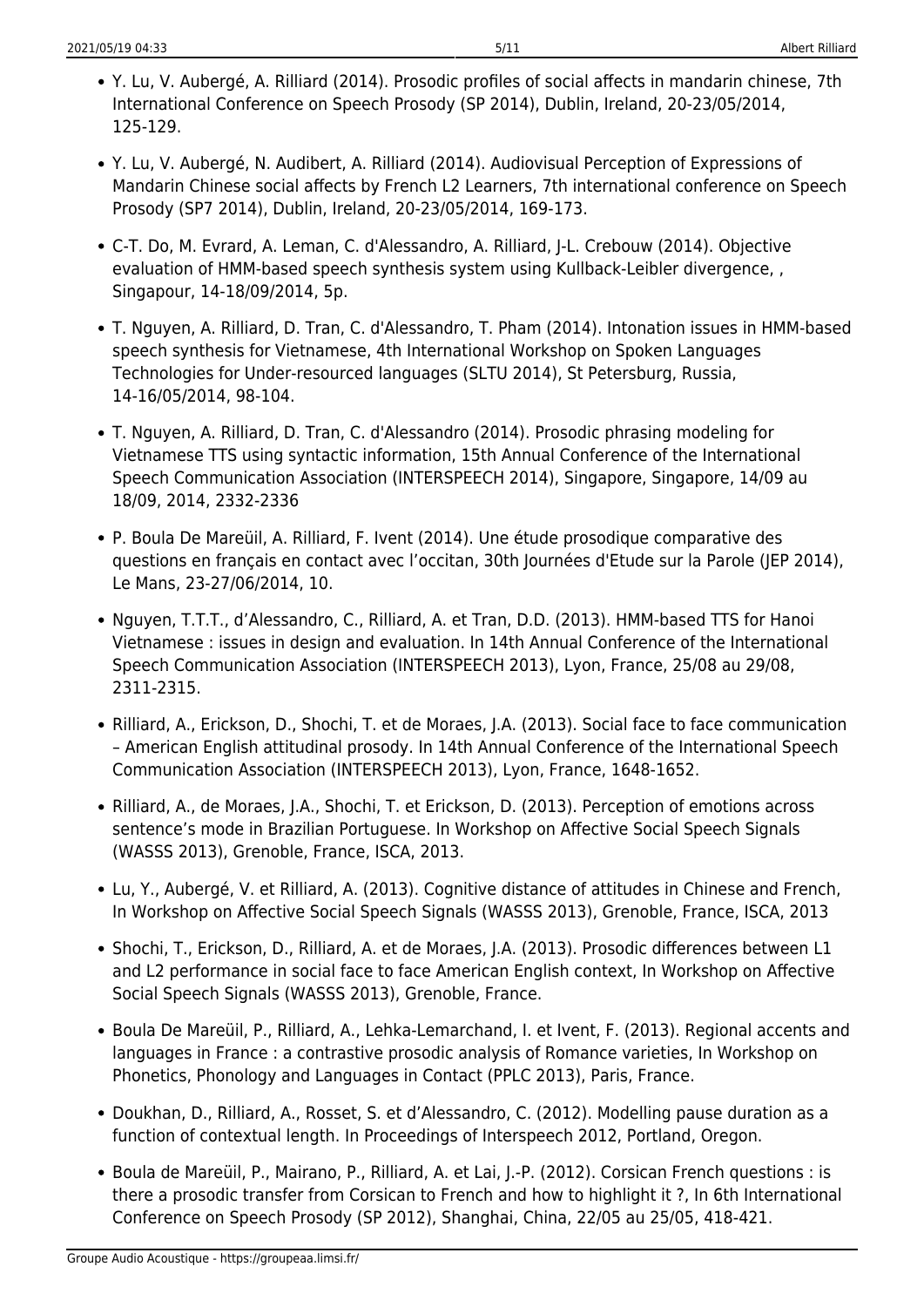- Y. Lu, V. Aubergé, A. Rilliard (2014). Prosodic profiles of social affects in mandarin chinese, 7th International Conference on Speech Prosody (SP 2014), Dublin, Ireland, 20-23/05/2014, 125-129.
- Y. Lu, V. Aubergé, N. Audibert, A. Rilliard (2014). Audiovisual Perception of Expressions of Mandarin Chinese social affects by French L2 Learners, 7th international conference on Speech Prosody (SP7 2014), Dublin, Ireland, 20-23/05/2014, 169-173.
- C-T. Do, M. Evrard, A. Leman, C. d'Alessandro, A. Rilliard, J-L. Crebouw (2014). Objective evaluation of HMM-based speech synthesis system using Kullback-Leibler divergence, , Singapour, 14-18/09/2014, 5p.
- T. Nguyen, A. Rilliard, D. Tran, C. d'Alessandro, T. Pham (2014). Intonation issues in HMM-based speech synthesis for Vietnamese, 4th International Workshop on Spoken Languages Technologies for Under-resourced languages (SLTU 2014), St Petersburg, Russia, 14-16/05/2014, 98-104.
- T. Nguyen, A. Rilliard, D. Tran, C. d'Alessandro (2014). Prosodic phrasing modeling for Vietnamese TTS using syntactic information, 15th Annual Conference of the International Speech Communication Association (INTERSPEECH 2014), Singapore, Singapore, 14/09 au 18/09, 2014, 2332-2336
- P. Boula De Mareüil, A. Rilliard, F. Ivent (2014). Une étude prosodique comparative des questions en français en contact avec l'occitan, 30th Journées d'Etude sur la Parole (JEP 2014), Le Mans, 23-27/06/2014, 10.
- Nguyen, T.T.T., d'Alessandro, C., Rilliard, A. et Tran, D.D. (2013). HMM-based TTS for Hanoi Vietnamese : issues in design and evaluation. In 14th Annual Conference of the International Speech Communication Association (INTERSPEECH 2013), Lyon, France, 25/08 au 29/08, 2311-2315.
- Rilliard, A., Erickson, D., Shochi, T. et de Moraes, J.A. (2013). Social face to face communication – American English attitudinal prosody. In 14th Annual Conference of the International Speech Communication Association (INTERSPEECH 2013), Lyon, France, 1648-1652.
- Rilliard, A., de Moraes, J.A., Shochi, T. et Erickson, D. (2013). Perception of emotions across sentence's mode in Brazilian Portuguese. In Workshop on Affective Social Speech Signals (WASSS 2013), Grenoble, France, ISCA, 2013.
- Lu, Y., Aubergé, V. et Rilliard, A. (2013). Cognitive distance of attitudes in Chinese and French, In Workshop on Affective Social Speech Signals (WASSS 2013), Grenoble, France, ISCA, 2013
- Shochi, T., Erickson, D., Rilliard, A. et de Moraes, J.A. (2013). Prosodic differences between L1 and L2 performance in social face to face American English context, In Workshop on Affective Social Speech Signals (WASSS 2013), Grenoble, France.
- Boula De Mareüil, P., Rilliard, A., Lehka-Lemarchand, I. et Ivent, F. (2013). Regional accents and languages in France : a contrastive prosodic analysis of Romance varieties, In Workshop on Phonetics, Phonology and Languages in Contact (PPLC 2013), Paris, France.
- Doukhan, D., Rilliard, A., Rosset, S. et d'Alessandro, C. (2012). Modelling pause duration as a function of contextual length. In Proceedings of Interspeech 2012, Portland, Oregon.
- Boula de Mareüil, P., Mairano, P., Rilliard, A. et Lai, J.-P. (2012). Corsican French questions : is there a prosodic transfer from Corsican to French and how to highlight it ?, In 6th International Conference on Speech Prosody (SP 2012), Shanghai, China, 22/05 au 25/05, 418-421.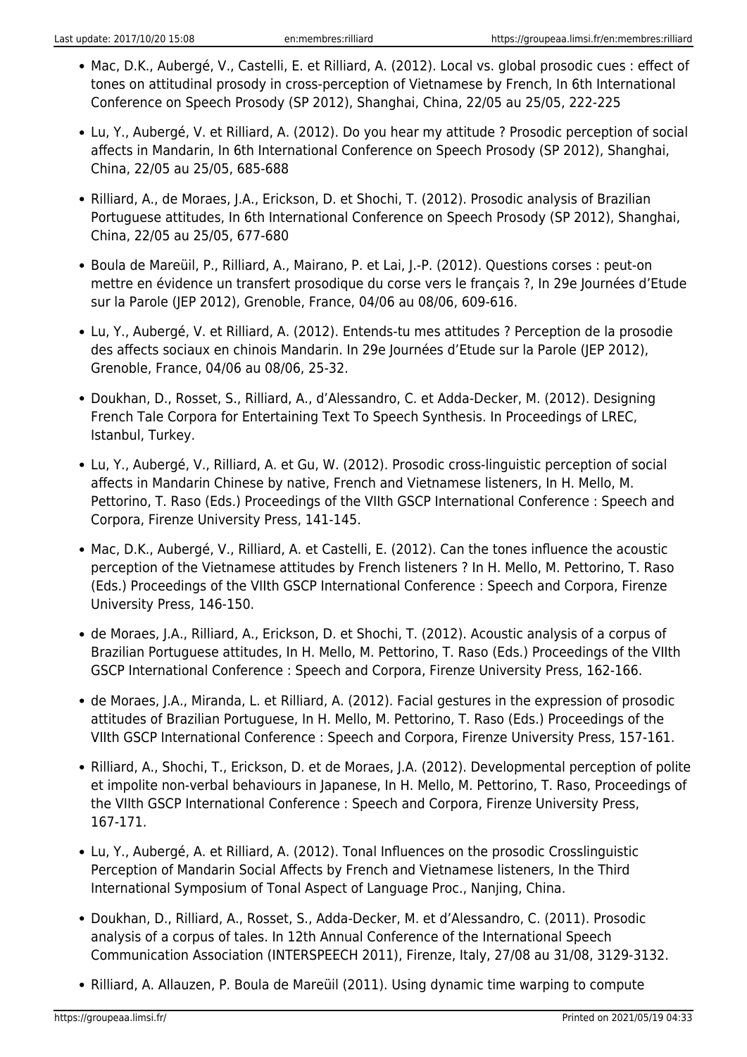- Mac, D.K., Aubergé, V., Castelli, E. et Rilliard, A. (2012). Local vs. global prosodic cues : effect of tones on attitudinal prosody in cross-perception of Vietnamese by French, In 6th International Conference on Speech Prosody (SP 2012), Shanghai, China, 22/05 au 25/05, 222-225
- Lu, Y., Aubergé, V. et Rilliard, A. (2012). Do you hear my attitude ? Prosodic perception of social affects in Mandarin, In 6th International Conference on Speech Prosody (SP 2012), Shanghai, China, 22/05 au 25/05, 685-688
- Rilliard, A., de Moraes, J.A., Erickson, D. et Shochi, T. (2012). Prosodic analysis of Brazilian Portuguese attitudes, In 6th International Conference on Speech Prosody (SP 2012), Shanghai, China, 22/05 au 25/05, 677-680
- Boula de Mareüil, P., Rilliard, A., Mairano, P. et Lai, J.-P. (2012). Questions corses : peut-on mettre en évidence un transfert prosodique du corse vers le français ?, In 29e Journées d'Etude sur la Parole (JEP 2012), Grenoble, France, 04/06 au 08/06, 609-616.
- Lu, Y., Aubergé, V. et Rilliard, A. (2012). Entends-tu mes attitudes ? Perception de la prosodie des affects sociaux en chinois Mandarin. In 29e Journées d'Etude sur la Parole (JEP 2012), Grenoble, France, 04/06 au 08/06, 25-32.
- Doukhan, D., Rosset, S., Rilliard, A., d'Alessandro, C. et Adda-Decker, M. (2012). Designing French Tale Corpora for Entertaining Text To Speech Synthesis. In Proceedings of LREC, Istanbul, Turkey.
- Lu, Y., Aubergé, V., Rilliard, A. et Gu, W. (2012). Prosodic cross-linguistic perception of social affects in Mandarin Chinese by native, French and Vietnamese listeners, In H. Mello, M. Pettorino, T. Raso (Eds.) Proceedings of the VIIth GSCP International Conference : Speech and Corpora, Firenze University Press, 141-145.
- Mac, D.K., Aubergé, V., Rilliard, A. et Castelli, E. (2012). Can the tones influence the acoustic perception of the Vietnamese attitudes by French listeners ? In H. Mello, M. Pettorino, T. Raso (Eds.) Proceedings of the VIIth GSCP International Conference : Speech and Corpora, Firenze University Press, 146-150.
- de Moraes, J.A., Rilliard, A., Erickson, D. et Shochi, T. (2012). Acoustic analysis of a corpus of Brazilian Portuguese attitudes, In H. Mello, M. Pettorino, T. Raso (Eds.) Proceedings of the VIIth GSCP International Conference : Speech and Corpora, Firenze University Press, 162-166.
- de Moraes, J.A., Miranda, L. et Rilliard, A. (2012). Facial gestures in the expression of prosodic attitudes of Brazilian Portuguese, In H. Mello, M. Pettorino, T. Raso (Eds.) Proceedings of the VIIth GSCP International Conference : Speech and Corpora, Firenze University Press, 157-161.
- Rilliard, A., Shochi, T., Erickson, D. et de Moraes, J.A. (2012). Developmental perception of polite et impolite non-verbal behaviours in Japanese, In H. Mello, M. Pettorino, T. Raso, Proceedings of the VIIth GSCP International Conference : Speech and Corpora, Firenze University Press, 167-171.
- Lu, Y., Aubergé, A. et Rilliard, A. (2012). Tonal Influences on the prosodic Crosslinguistic Perception of Mandarin Social Affects by French and Vietnamese listeners, In the Third International Symposium of Tonal Aspect of Language Proc., Nanjing, China.
- Doukhan, D., Rilliard, A., Rosset, S., Adda-Decker, M. et d'Alessandro, C. (2011). Prosodic analysis of a corpus of tales. In 12th Annual Conference of the International Speech Communication Association (INTERSPEECH 2011), Firenze, Italy, 27/08 au 31/08, 3129-3132.
- Rilliard, A. Allauzen, P. Boula de Mareüil (2011). Using dynamic time warping to compute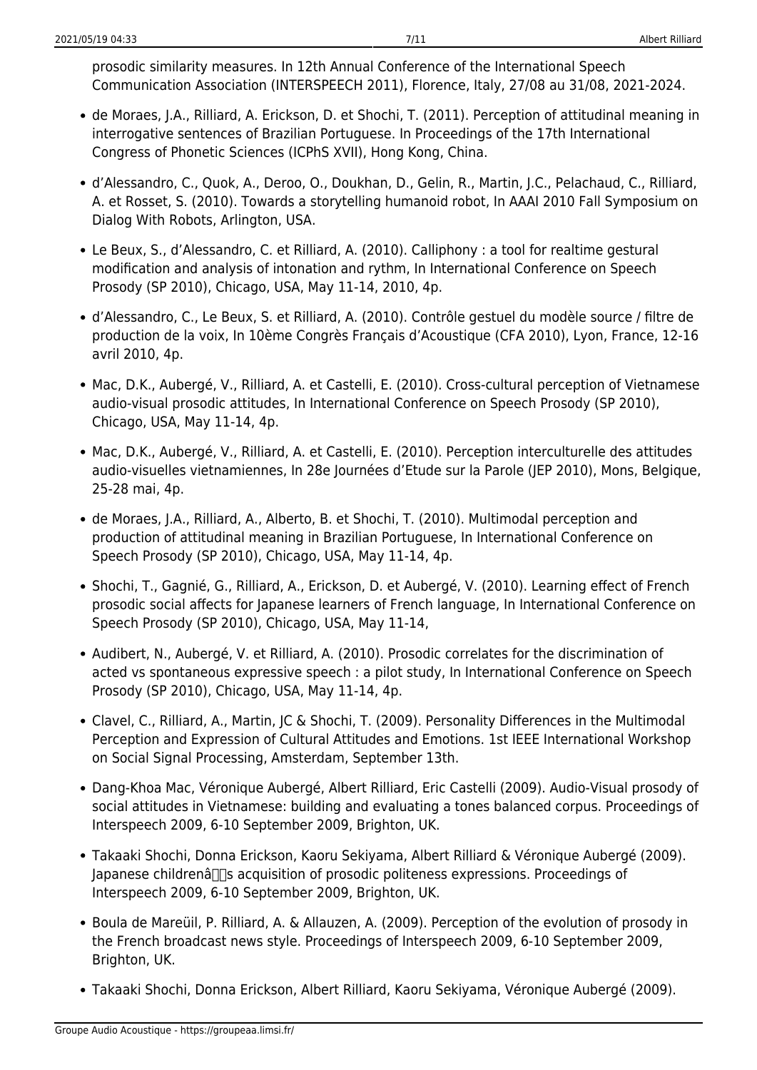prosodic similarity measures. In 12th Annual Conference of the International Speech Communication Association (INTERSPEECH 2011), Florence, Italy, 27/08 au 31/08, 2021-2024.

- de Moraes, J.A., Rilliard, A. Erickson, D. et Shochi, T. (2011). Perception of attitudinal meaning in interrogative sentences of Brazilian Portuguese. In Proceedings of the 17th International Congress of Phonetic Sciences (ICPhS XVII), Hong Kong, China.
- d'Alessandro, C., Quok, A., Deroo, O., Doukhan, D., Gelin, R., Martin, J.C., Pelachaud, C., Rilliard, A. et Rosset, S. (2010). Towards a storytelling humanoid robot, In AAAI 2010 Fall Symposium on Dialog With Robots, Arlington, USA.
- Le Beux, S., d'Alessandro, C. et Rilliard, A. (2010). Calliphony : a tool for realtime gestural modification and analysis of intonation and rythm, In International Conference on Speech Prosody (SP 2010), Chicago, USA, May 11-14, 2010, 4p.
- d'Alessandro, C., Le Beux, S. et Rilliard, A. (2010). Contrôle gestuel du modèle source / filtre de production de la voix, In 10ème Congrès Français d'Acoustique (CFA 2010), Lyon, France, 12-16 avril 2010, 4p.
- Mac, D.K., Aubergé, V., Rilliard, A. et Castelli, E. (2010). Cross-cultural perception of Vietnamese audio-visual prosodic attitudes, In International Conference on Speech Prosody (SP 2010), Chicago, USA, May 11-14, 4p.
- Mac, D.K., Aubergé, V., Rilliard, A. et Castelli, E. (2010). Perception interculturelle des attitudes audio-visuelles vietnamiennes, In 28e Journées d'Etude sur la Parole (JEP 2010), Mons, Belgique, 25-28 mai, 4p.
- de Moraes, J.A., Rilliard, A., Alberto, B. et Shochi, T. (2010). Multimodal perception and production of attitudinal meaning in Brazilian Portuguese, In International Conference on Speech Prosody (SP 2010), Chicago, USA, May 11-14, 4p.
- Shochi, T., Gagnié, G., Rilliard, A., Erickson, D. et Aubergé, V. (2010). Learning effect of French prosodic social affects for Japanese learners of French language, In International Conference on Speech Prosody (SP 2010), Chicago, USA, May 11-14,
- Audibert, N., Aubergé, V. et Rilliard, A. (2010). Prosodic correlates for the discrimination of acted vs spontaneous expressive speech : a pilot study, In International Conference on Speech Prosody (SP 2010), Chicago, USA, May 11-14, 4p.
- Clavel, C., Rilliard, A., Martin, JC & Shochi, T. (2009). Personality Differences in the Multimodal Perception and Expression of Cultural Attitudes and Emotions. 1st IEEE International Workshop on Social Signal Processing, Amsterdam, September 13th.
- Dang-Khoa Mac, Véronique Aubergé, Albert Rilliard, Eric Castelli (2009). Audio-Visual prosody of social attitudes in Vietnamese: building and evaluating a tones balanced corpus. Proceedings of Interspeech 2009, 6-10 September 2009, Brighton, UK.
- Takaaki Shochi, Donna Erickson, Kaoru Sekiyama, Albert Rilliard & Véronique Aubergé (2009). Japanese childrenâs acquisition of prosodic politeness expressions. Proceedings of Interspeech 2009, 6-10 September 2009, Brighton, UK.
- Boula de Mareüil, P. Rilliard, A. & Allauzen, A. (2009). Perception of the evolution of prosody in the French broadcast news style. Proceedings of Interspeech 2009, 6-10 September 2009, Brighton, UK.
- Takaaki Shochi, Donna Erickson, Albert Rilliard, Kaoru Sekiyama, Véronique Aubergé (2009).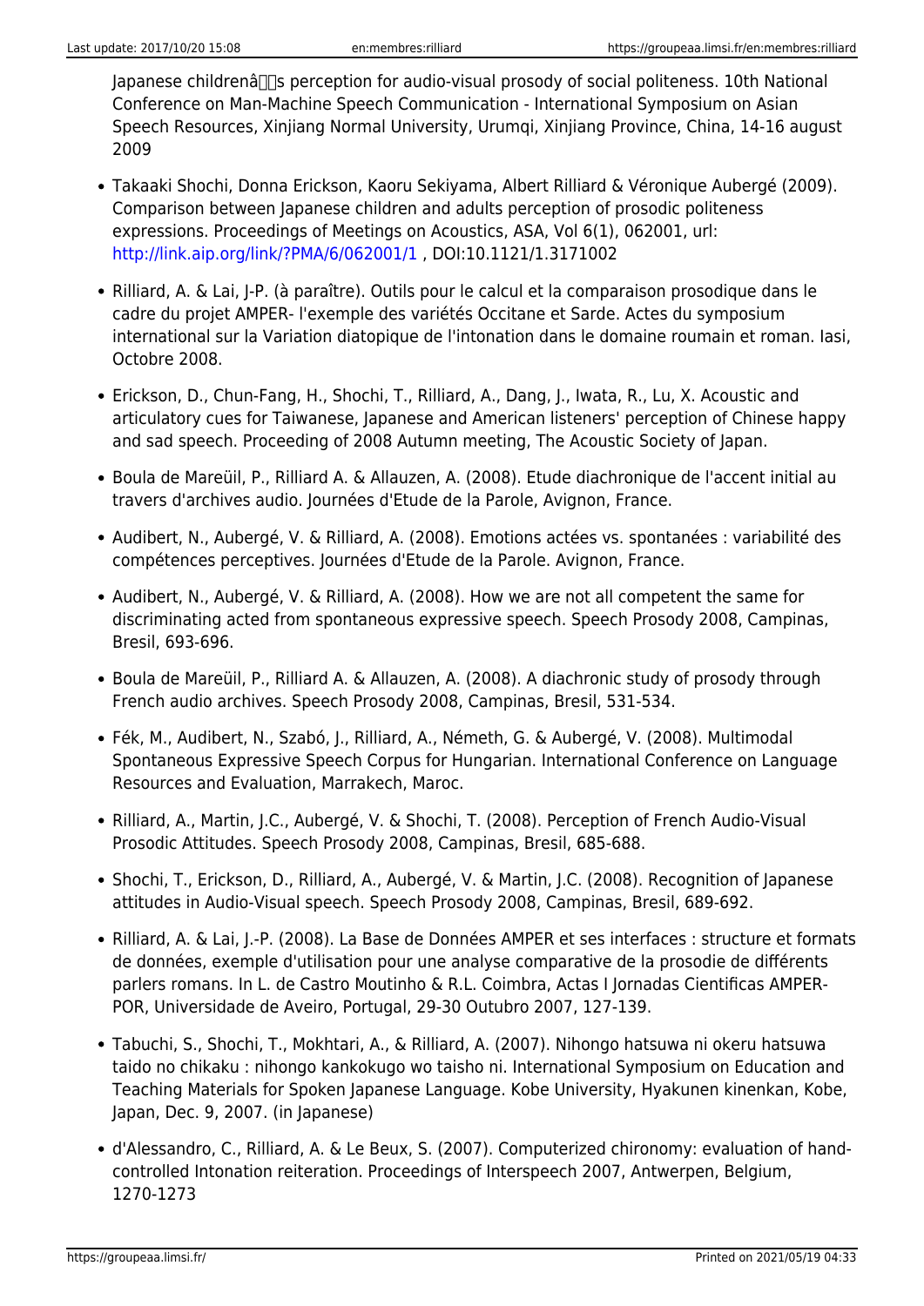Japanese childrenâs perception for audio-visual prosody of social politeness. 10th National Conference on Man-Machine Speech Communication - International Symposium on Asian Speech Resources, Xinjiang Normal University, Urumqi, Xinjiang Province, China, 14-16 august 2009

- Takaaki Shochi, Donna Erickson, Kaoru Sekiyama, Albert Rilliard & Véronique Aubergé (2009). Comparison between Japanese children and adults perception of prosodic politeness expressions. Proceedings of Meetings on Acoustics, ASA, Vol 6(1), 062001, url: http://link.aip.org/link/?PMA/6/062001/1 , DOI:10.1121/1.3171002
- Rilliard, A. & Lai, J-P. (à paraître). Outils pour le calcul et la comparaison prosodique dans le cadre du projet AMPER- l'exemple des variétés Occitane et Sarde. Actes du symposium international sur la Variation diatopique de l'intonation dans le domaine roumain et roman. Iasi, Octobre 2008.
- Erickson, D., Chun-Fang, H., Shochi, T., Rilliard, A., Dang, J., Iwata, R., Lu, X. Acoustic and articulatory cues for Taiwanese, Japanese and American listeners' perception of Chinese happy and sad speech. Proceeding of 2008 Autumn meeting, The Acoustic Society of Japan.
- Boula de Mareüil, P., Rilliard A. & Allauzen, A. (2008). Etude diachronique de l'accent initial au travers d'archives audio. Journées d'Etude de la Parole, Avignon, France.
- Audibert, N., Aubergé, V. & Rilliard, A. (2008). Emotions actées vs. spontanées : variabilité des compétences perceptives. Journées d'Etude de la Parole. Avignon, France.
- Audibert, N., Aubergé, V. & Rilliard, A. (2008). How we are not all competent the same for discriminating acted from spontaneous expressive speech. Speech Prosody 2008, Campinas, Bresil, 693-696.
- Boula de Mareüil, P., Rilliard A. & Allauzen, A. (2008). A diachronic study of prosody through French audio archives. Speech Prosody 2008, Campinas, Bresil, 531-534.
- Fék, M., Audibert, N., Szabó, J., Rilliard, A., Németh, G. & Aubergé, V. (2008). Multimodal Spontaneous Expressive Speech Corpus for Hungarian. International Conference on Language Resources and Evaluation, Marrakech, Maroc.
- Rilliard, A., Martin, J.C., Aubergé, V. & Shochi, T. (2008). Perception of French Audio-Visual Prosodic Attitudes. Speech Prosody 2008, Campinas, Bresil, 685-688.
- Shochi, T., Erickson, D., Rilliard, A., Aubergé, V. & Martin, J.C. (2008). Recognition of Japanese attitudes in Audio-Visual speech. Speech Prosody 2008, Campinas, Bresil, 689-692.
- Rilliard, A. & Lai, J.-P. (2008). La Base de Données AMPER et ses interfaces : structure et formats de données, exemple d'utilisation pour une analyse comparative de la prosodie de différents parlers romans. In L. de Castro Moutinho & R.L. Coimbra, Actas I Jornadas Cientificas AMPER-POR, Universidade de Aveiro, Portugal, 29-30 Outubro 2007, 127-139.
- Tabuchi, S., Shochi, T., Mokhtari, A., & Rilliard, A. (2007). Nihongo hatsuwa ni okeru hatsuwa taido no chikaku : nihongo kankokugo wo taisho ni. International Symposium on Education and Teaching Materials for Spoken Japanese Language. Kobe University, Hyakunen kinenkan, Kobe, Japan, Dec. 9, 2007. (in Japanese)
- d'Alessandro, C., Rilliard, A. & Le Beux, S. (2007). Computerized chironomy: evaluation of hand-controlled Intonation reiteration. Proceedings of Interspeech 2007, Antwerpen, Belgium, 1270-1273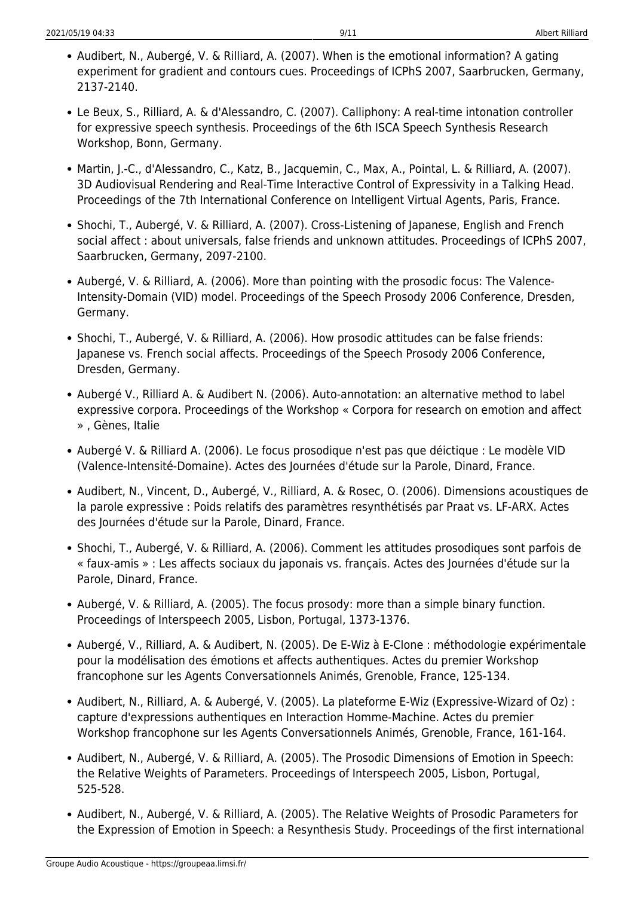- Audibert, N., Aubergé, V. & Rilliard, A. (2007). When is the emotional information? A gating experiment for gradient and contours cues. Proceedings of ICPhS 2007, Saarbrucken, Germany, 2137-2140.
- Le Beux, S., Rilliard, A. & d'Alessandro, C. (2007). Calliphony: A real-time intonation controller for expressive speech synthesis. Proceedings of the 6th ISCA Speech Synthesis Research Workshop, Bonn, Germany.
- Martin, J.-C., d'Alessandro, C., Katz, B., Jacquemin, C., Max, A., Pointal, L. & Rilliard, A. (2007). 3D Audiovisual Rendering and Real-Time Interactive Control of Expressivity in a Talking Head. Proceedings of the 7th International Conference on Intelligent Virtual Agents, Paris, France.
- Shochi, T., Aubergé, V. & Rilliard, A. (2007). Cross-Listening of Japanese, English and French social affect : about universals, false friends and unknown attitudes. Proceedings of ICPhS 2007, Saarbrucken, Germany, 2097-2100.
- Aubergé, V. & Rilliard, A. (2006). More than pointing with the prosodic focus: The Valence-Intensity-Domain (VID) model. Proceedings of the Speech Prosody 2006 Conference, Dresden, Germany.
- Shochi, T., Aubergé, V. & Rilliard, A. (2006). How prosodic attitudes can be false friends: Japanese vs. French social affects. Proceedings of the Speech Prosody 2006 Conference, Dresden, Germany.
- Aubergé V., Rilliard A. & Audibert N. (2006). Auto-annotation: an alternative method to label expressive corpora. Proceedings of the Workshop « Corpora for research on emotion and affect » , Gènes, Italie
- Aubergé V. & Rilliard A. (2006). Le focus prosodique n'est pas que déictique : Le modèle VID (Valence-Intensité-Domaine). Actes des Journées d'étude sur la Parole, Dinard, France.
- Audibert, N., Vincent, D., Aubergé, V., Rilliard, A. & Rosec, O. (2006). Dimensions acoustiques de la parole expressive : Poids relatifs des paramètres resynthétisés par Praat vs. LF-ARX. Actes des Journées d'étude sur la Parole, Dinard, France.
- Shochi, T., Aubergé, V. & Rilliard, A. (2006). Comment les attitudes prosodiques sont parfois de « faux-amis » : Les affects sociaux du japonais vs. français. Actes des Journées d'étude sur la Parole, Dinard, France.
- Aubergé, V. & Rilliard, A. (2005). The focus prosody: more than a simple binary function. Proceedings of Interspeech 2005, Lisbon, Portugal, 1373-1376.
- Aubergé, V., Rilliard, A. & Audibert, N. (2005). De E-Wiz à E-Clone : méthodologie expérimentale pour la modélisation des émotions et affects authentiques. Actes du premier Workshop francophone sur les Agents Conversationnels Animés, Grenoble, France, 125-134.
- Audibert, N., Rilliard, A. & Aubergé, V. (2005). La plateforme E-Wiz (Expressive-Wizard of Oz) : capture d'expressions authentiques en Interaction Homme-Machine. Actes du premier Workshop francophone sur les Agents Conversationnels Animés, Grenoble, France, 161-164.
- Audibert, N., Aubergé, V. & Rilliard, A. (2005). The Prosodic Dimensions of Emotion in Speech: the Relative Weights of Parameters. Proceedings of Interspeech 2005, Lisbon, Portugal, 525-528.
- Audibert, N., Aubergé, V. & Rilliard, A. (2005). The Relative Weights of Prosodic Parameters for the Expression of Emotion in Speech: a Resynthesis Study. Proceedings of the first international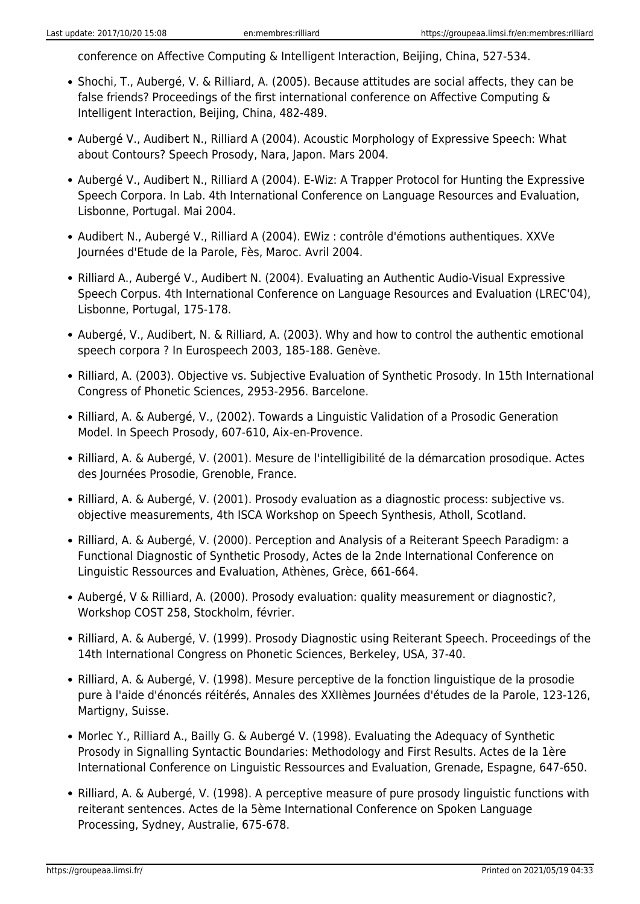conference on Affective Computing & Intelligent Interaction, Beijing, China, 527-534.

- Shochi, T., Aubergé, V. & Rilliard, A. (2005). Because attitudes are social affects, they can be false friends? Proceedings of the first international conference on Affective Computing & Intelligent Interaction, Beijing, China, 482-489.
- Aubergé V., Audibert N., Rilliard A (2004). Acoustic Morphology of Expressive Speech: What about Contours? Speech Prosody, Nara, Japon. Mars 2004.
- Aubergé V., Audibert N., Rilliard A (2004). E-Wiz: A Trapper Protocol for Hunting the Expressive Speech Corpora. In Lab. 4th International Conference on Language Resources and Evaluation, Lisbonne, Portugal. Mai 2004.
- Audibert N., Aubergé V., Rilliard A (2004). EWiz : contrôle d'émotions authentiques. XXVe Journées d'Etude de la Parole, Fès, Maroc. Avril 2004.
- Rilliard A., Aubergé V., Audibert N. (2004). Evaluating an Authentic Audio-Visual Expressive Speech Corpus. 4th International Conference on Language Resources and Evaluation (LREC'04), Lisbonne, Portugal, 175-178.
- Aubergé, V., Audibert, N. & Rilliard, A. (2003). Why and how to control the authentic emotional speech corpora ? In Eurospeech 2003, 185-188. Genève.
- Rilliard, A. (2003). Objective vs. Subjective Evaluation of Synthetic Prosody. In 15th International Congress of Phonetic Sciences, 2953-2956. Barcelone.
- Rilliard, A. & Aubergé, V., (2002). Towards a Linguistic Validation of a Prosodic Generation Model. In Speech Prosody, 607-610, Aix-en-Provence.
- Rilliard, A. & Aubergé, V. (2001). Mesure de l'intelligibilité de la démarcation prosodique. Actes des Journées Prosodie, Grenoble, France.
- Rilliard, A. & Aubergé, V. (2001). Prosody evaluation as a diagnostic process: subjective vs. objective measurements, 4th ISCA Workshop on Speech Synthesis, Atholl, Scotland.
- Rilliard, A. & Aubergé, V. (2000). Perception and Analysis of a Reiterant Speech Paradigm: a Functional Diagnostic of Synthetic Prosody, Actes de la 2nde International Conference on Linguistic Ressources and Evaluation, Athènes, Grèce, 661-664.
- Aubergé, V & Rilliard, A. (2000). Prosody evaluation: quality measurement or diagnostic?, Workshop COST 258, Stockholm, février.
- Rilliard, A. & Aubergé, V. (1999). Prosody Diagnostic using Reiterant Speech. Proceedings of the 14th International Congress on Phonetic Sciences, Berkeley, USA, 37-40.
- Rilliard, A. & Aubergé, V. (1998). Mesure perceptive de la fonction linguistique de la prosodie pure à l'aide d'énoncés réitérés, Annales des XXIIèmes Journées d'études de la Parole, 123-126, Martigny, Suisse.
- Morlec Y., Rilliard A., Bailly G. & Aubergé V. (1998). Evaluating the Adequacy of Synthetic Prosody in Signalling Syntactic Boundaries: Methodology and First Results. Actes de la 1ère International Conference on Linguistic Ressources and Evaluation, Grenade, Espagne, 647-650.
- Rilliard, A. & Aubergé, V. (1998). A perceptive measure of pure prosody linguistic functions with reiterant sentences. Actes de la 5ème International Conference on Spoken Language Processing, Sydney, Australie, 675-678.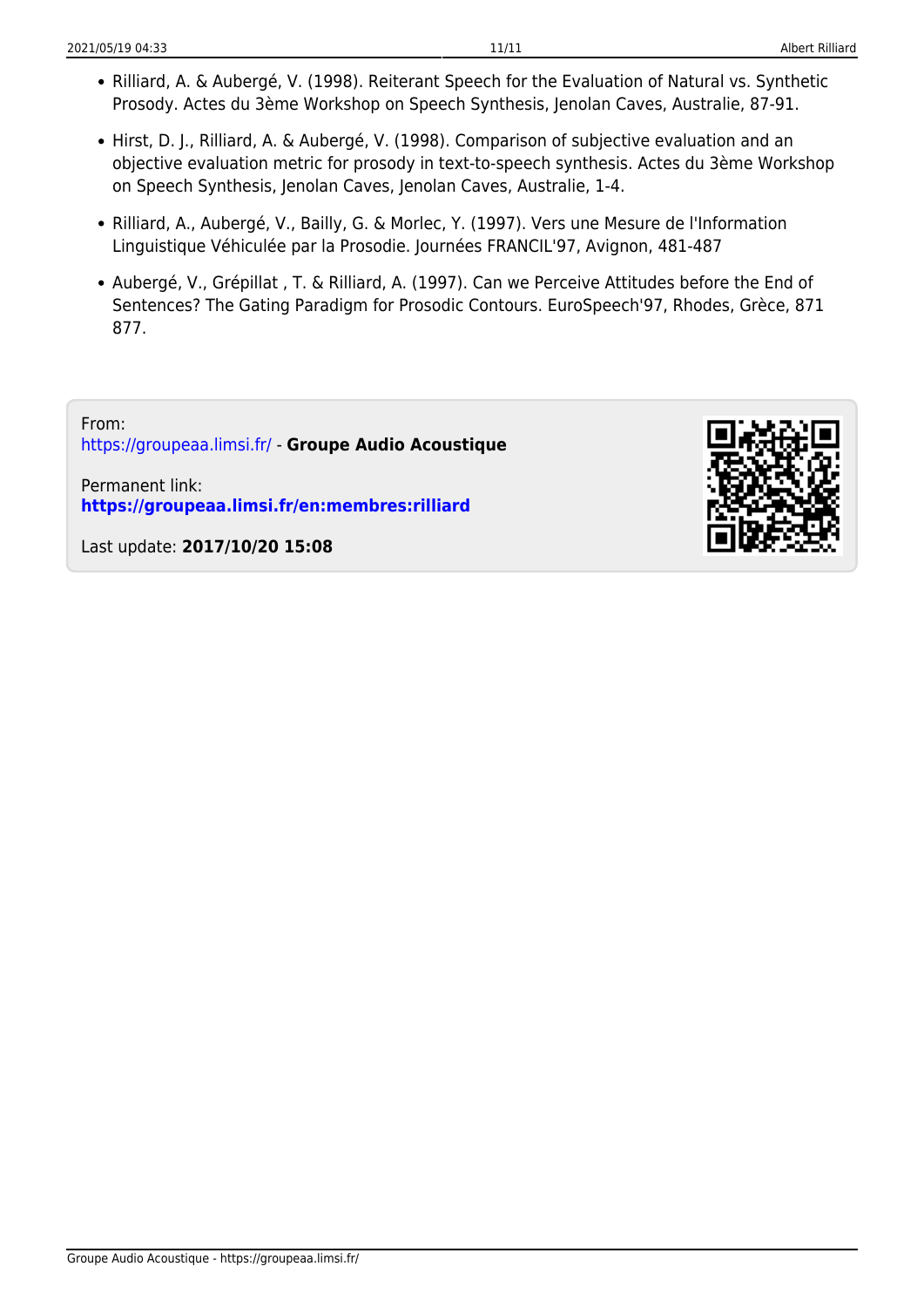- Rilliard, A. & Aubergé, V. (1998). Reiterant Speech for the Evaluation of Natural vs. Synthetic Prosody. Actes du 3ème Workshop on Speech Synthesis, Jenolan Caves, Australie, 87-91.
- Hirst, D. J., Rilliard, A. & Aubergé, V. (1998). Comparison of subjective evaluation and an objective evaluation metric for prosody in text-to-speech synthesis. Actes du 3ème Workshop on Speech Synthesis, Jenolan Caves, Jenolan Caves, Australie, 1-4.
- Rilliard, A., Aubergé, V., Bailly, G. & Morlec, Y. (1997). Vers une Mesure de l'Information Linguistique Véhiculée par la Prosodie. Journées FRANCIL'97, Avignon, 481-487
- Aubergé, V., Grépillat , T. & Rilliard, A. (1997). Can we Perceive Attitudes before the End of Sentences? The Gating Paradigm for Prosodic Contours. EuroSpeech'97, Rhodes, Grèce, 871 877.

From:
https://groupeaa.limsi.fr/ - **Groupe Audio Acoustique**

Permanent link:
**https://groupeaa.limsi.fr/en:membres:rilliard**

Last update: **2017/10/20 15:08**